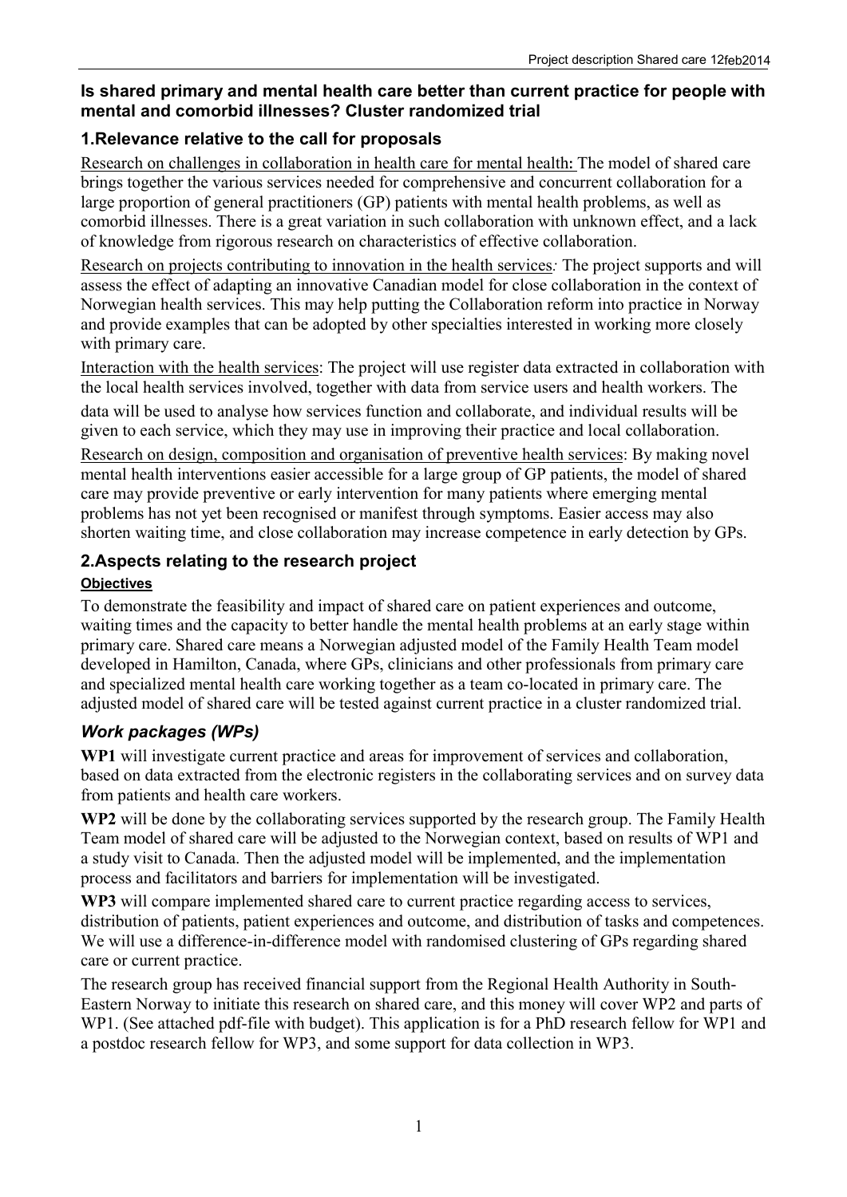**Is shared primary and mental health care better than current practice for people with mental and comorbid illnesses? Cluster randomized trial**

## 1.Relevance relative to the call for proposals

Research on challenges in collaboration in health care for mental health: The model of shared care brings together the various services needed for comprehensive and concurrent collaboration for a large proportion of general practitioners (GP) patients with mental health problems, as well as comorbid illnesses. There is a great variation in such collaboration with unknown effect, and a lack of knowledge from rigorous research on characteristics of effective collaboration.

Research on projects contributing to innovation in the health services*:* The project supports and will assess the effect of adapting an innovative Canadian model for close collaboration in the context of Norwegian health services. This may help putting the Collaboration reform into practice in Norway and provide examples that can be adopted by other specialties interested in working more closely with primary care.

Interaction with the health services: The project will use register data extracted in collaboration with the local health services involved, together with data from service users and health workers. The data will be used to analyse how services function and collaborate, and individual results will be given to each service, which they may use in improving their practice and local collaboration.

Research on design, composition and organisation of preventive health services: By making novel mental health interventions easier accessible for a large group of GP patients, the model of shared care may provide preventive or early intervention for many patients where emerging mental problems has not yet been recognised or manifest through symptoms. Easier access may also shorten waiting time, and close collaboration may increase competence in early detection by GPs.

## 2.Aspects relating to the research project

### Objectives

To demonstrate the feasibility and impact of shared care on patient experiences and outcome, waiting times and the capacity to better handle the mental health problems at an early stage within primary care. Shared care means a Norwegian adjusted model of the Family Health Team model developed in Hamilton, Canada, where GPs, clinicians and other professionals from primary care and specialized mental health care working together as a team co-located in primary care. The adjusted model of shared care will be tested against current practice in a cluster randomized trial.

### *Work packages (WPs)*

**WP1** will investigate current practice and areas for improvement of services and collaboration, based on data extracted from the electronic registers in the collaborating services and on survey data from patients and health care workers.

**WP2** will be done by the collaborating services supported by the research group. The Family Health Team model of shared care will be adjusted to the Norwegian context, based on results of WP1 and a study visit to Canada. Then the adjusted model will be implemented, and the implementation process and facilitators and barriers for implementation will be investigated.

**WP3** will compare implemented shared care to current practice regarding access to services, distribution of patients, patient experiences and outcome, and distribution of tasks and competences. We will use a difference-in-difference model with randomised clustering of GPs regarding shared care or current practice.

The research group has received financial support from the Regional Health Authority in South-Eastern Norway to initiate this research on shared care, and this money will cover WP2 and parts of WP1. (See attached pdf-file with budget). This application is for a PhD research fellow for WP1 and a postdoc research fellow for WP3, and some support for data collection in WP3.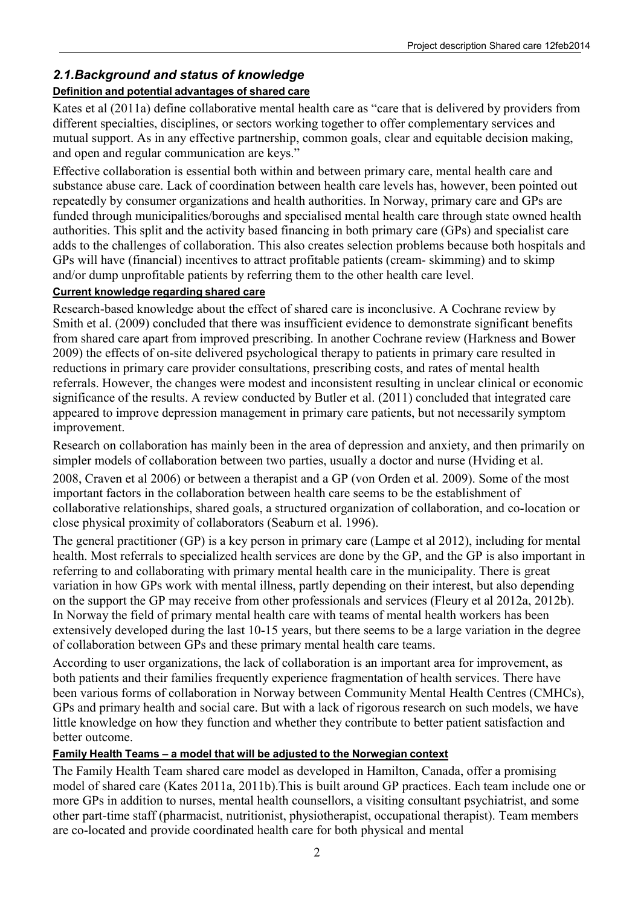## *2.1.Background and status of knowledge*

**Definition and potential advantages of shared care**

Kates et al (2011a) define collaborative mental health care as "care that is delivered by providers from different specialties, disciplines, or sectors working together to offer complementary services and mutual support. As in any effective partnership, common goals, clear and equitable decision making, and open and regular communication are keys."

Effective collaboration is essential both within and between primary care, mental health care and substance abuse care. Lack of coordination between health care levels has, however, been pointed out repeatedly by consumer organizations and health authorities. In Norway, primary care and GPs are funded through municipalities/boroughs and specialised mental health care through state owned health authorities. This split and the activity based financing in both primary care (GPs) and specialist care adds to the challenges of collaboration. This also creates selection problems because both hospitals and GPs will have (financial) incentives to attract profitable patients (cream- skimming) and to skimp and/or dump unprofitable patients by referring them to the other health care level.

**Current knowledge regarding shared care**

Research-based knowledge about the effect of shared care is inconclusive. A Cochrane review by Smith et al. (2009) concluded that there was insufficient evidence to demonstrate significant benefits from shared care apart from improved prescribing. In another Cochrane review (Harkness and Bower 2009) the effects of on-site delivered psychological therapy to patients in primary care resulted in reductions in primary care provider consultations, prescribing costs, and rates of mental health referrals. However, the changes were modest and inconsistent resulting in unclear clinical or economic significance of the results. A review conducted by Butler et al. (2011) concluded that integrated care appeared to improve depression management in primary care patients, but not necessarily symptom improvement.

Research on collaboration has mainly been in the area of depression and anxiety, and then primarily on simpler models of collaboration between two parties, usually a doctor and nurse (Hviding et al. 2008, Craven et al 2006) or between a therapist and a GP (von Orden et al. 2009). Some of the most important factors in the collaboration between health care seems to be the establishment of collaborative relationships, shared goals, a structured organization of collaboration, and co-location or close physical proximity of collaborators (Seaburn et al. 1996).

The general practitioner (GP) is a key person in primary care (Lampe et al 2012), including for mental health. Most referrals to specialized health services are done by the GP, and the GP is also important in referring to and collaborating with primary mental health care in the municipality. There is great variation in how GPs work with mental illness, partly depending on their interest, but also depending on the support the GP may receive from other professionals and services (Fleury et al 2012a, 2012b). In Norway the field of primary mental health care with teams of mental health workers has been extensively developed during the last 10-15 years, but there seems to be a large variation in the degree of collaboration between GPs and these primary mental health care teams.

According to user organizations, the lack of collaboration is an important area for improvement, as both patients and their families frequently experience fragmentation of health services. There have been various forms of collaboration in Norway between Community Mental Health Centres (CMHCs), GPs and primary health and social care. But with a lack of rigorous research on such models, we have little knowledge on how they function and whether they contribute to better patient satisfaction and better outcome.

**Family Health Teams – a model that will be adjusted to the Norwegian context**

The Family Health Team shared care model as developed in Hamilton, Canada, offer a promising model of shared care (Kates 2011a, 2011b).This is built around GP practices. Each team include one or more GPs in addition to nurses, mental health counsellors, a visiting consultant psychiatrist, and some other part-time staff (pharmacist, nutritionist, physiotherapist, occupational therapist). Team members are co-located and provide coordinated health care for both physical and mental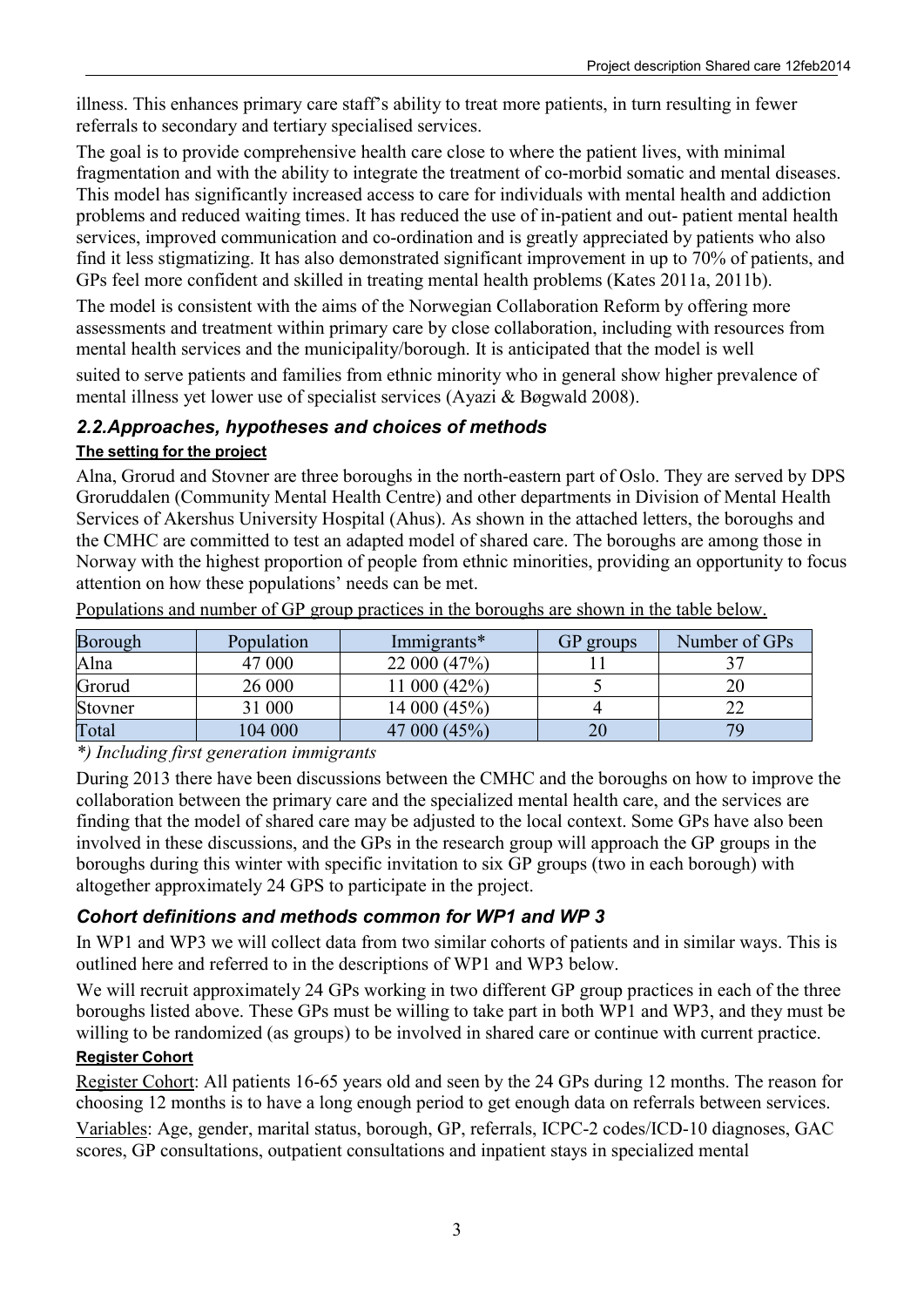illness. This enhances primary care staff's ability to treat more patients, in turn resulting in fewer referrals to secondary and tertiary specialised services.

The goal is to provide comprehensive health care close to where the patient lives, with minimal fragmentation and with the ability to integrate the treatment of co-morbid somatic and mental diseases. This model has significantly increased access to care for individuals with mental health and addiction problems and reduced waiting times. It has reduced the use of in-patient and out- patient mental health services, improved communication and co-ordination and is greatly appreciated by patients who also find it less stigmatizing. It has also demonstrated significant improvement in up to 70% of patients, and GPs feel more confident and skilled in treating mental health problems (Kates 2011a, 2011b).

The model is consistent with the aims of the Norwegian Collaboration Reform by offering more assessments and treatment within primary care by close collaboration, including with resources from mental health services and the municipality/borough. It is anticipated that the model is well suited to serve patients and families from ethnic minority who in general show higher prevalence of mental illness yet lower use of specialist services (Ayazi & Bøgwald 2008).

## *2.2.Approaches, hypotheses and choices of methods*

### The setting for the project

Alna, Grorud and Stovner are three boroughs in the north-eastern part of Oslo. They are served by DPS Groruddalen (Community Mental Health Centre) and other departments in Division of Mental Health Services of Akershus University Hospital (Ahus). As shown in the attached letters, the boroughs and the CMHC are committed to test an adapted model of shared care. The boroughs are among those in Norway with the highest proportion of people from ethnic minorities, providing an opportunity to focus attention on how these populations' needs can be met.

Populations and number of GP group practices in the boroughs are shown in the table below.

| Borough | Population | Immigrants* | GP groups | Number of GPs |
|---|---|---|---|---|
| Alna | 47 000 | 22 000 (47%) | 11 | 37 |
| Grorud | 26 000 | 11 000 (42%) | 5 | 20 |
| Stovner | 31 000 | 14 000 (45%) | 4 | 22 |
| Total | 104 000 | 47 000 (45%) | 20 | 79 |

*\*) Including first generation immigrants*

During 2013 there have been discussions between the CMHC and the boroughs on how to improve the collaboration between the primary care and the specialized mental health care, and the services are finding that the model of shared care may be adjusted to the local context. Some GPs have also been involved in these discussions, and the GPs in the research group will approach the GP groups in the boroughs during this winter with specific invitation to six GP groups (two in each borough) with altogether approximately 24 GPS to participate in the project.

## *Cohort definitions and methods common for WP1 and WP 3*

In WP1 and WP3 we will collect data from two similar cohorts of patients and in similar ways. This is outlined here and referred to in the descriptions of WP1 and WP3 below.

We will recruit approximately 24 GPs working in two different GP group practices in each of the three boroughs listed above. These GPs must be willing to take part in both WP1 and WP3, and they must be willing to be randomized (as groups) to be involved in shared care or continue with current practice.

### Register Cohort

Register Cohort: All patients 16-65 years old and seen by the 24 GPs during 12 months. The reason for choosing 12 months is to have a long enough period to get enough data on referrals between services.

Variables: Age, gender, marital status, borough, GP, referrals, ICPC-2 codes/ICD-10 diagnoses, GAC scores, GP consultations, outpatient consultations and inpatient stays in specialized mental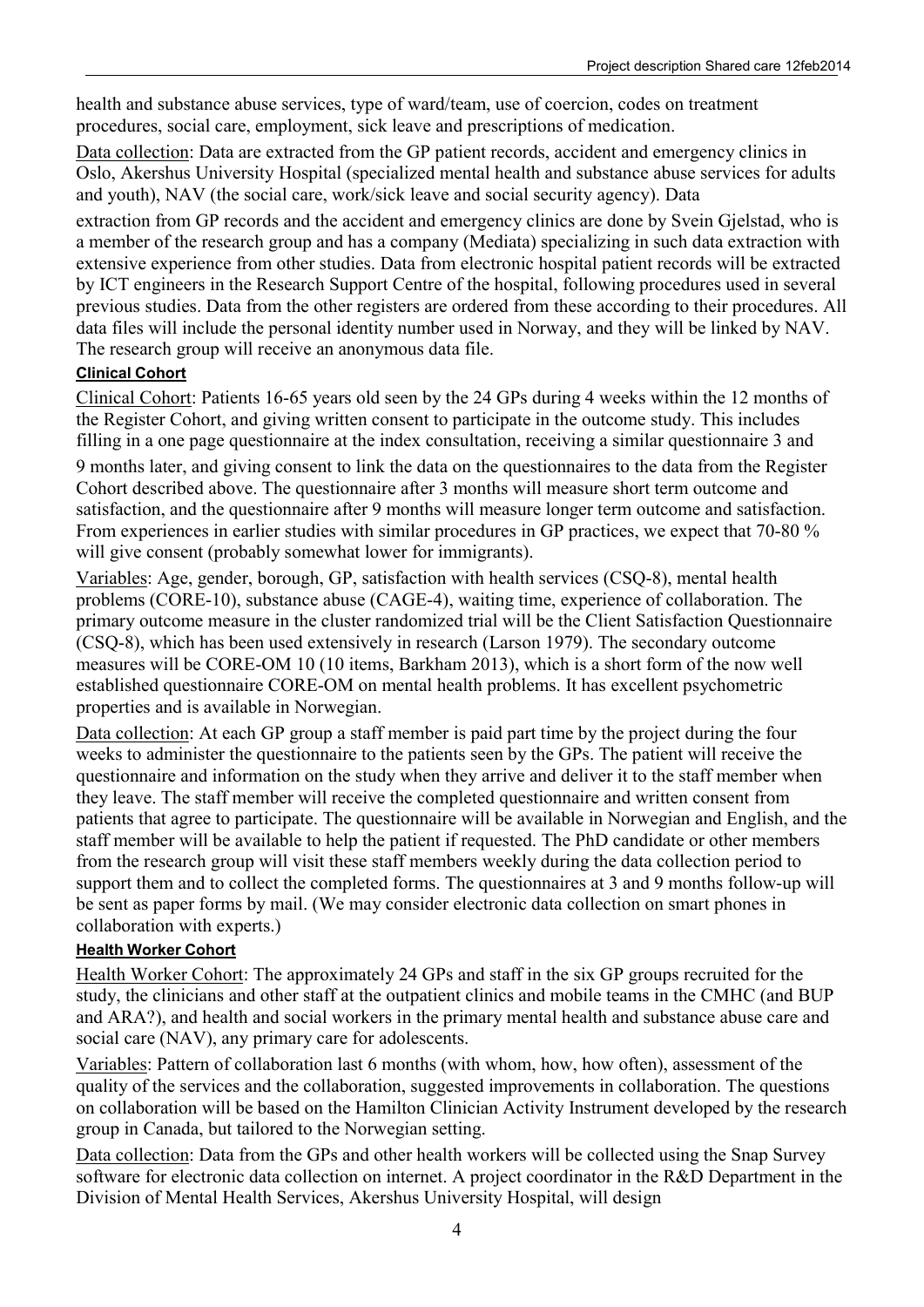health and substance abuse services, type of ward/team, use of coercion, codes on treatment procedures, social care, employment, sick leave and prescriptions of medication.

Data collection: Data are extracted from the GP patient records, accident and emergency clinics in Oslo, Akershus University Hospital (specialized mental health and substance abuse services for adults and youth), NAV (the social care, work/sick leave and social security agency). Data extraction from GP records and the accident and emergency clinics are done by Svein Gjelstad, who is a member of the research group and has a company (Mediata) specializing in such data extraction with extensive experience from other studies. Data from electronic hospital patient records will be extracted by ICT engineers in the Research Support Centre of the hospital, following procedures used in several previous studies. Data from the other registers are ordered from these according to their procedures. All data files will include the personal identity number used in Norway, and they will be linked by NAV. The research group will receive an anonymous data file.

#### Clinical Cohort

Clinical Cohort: Patients 16-65 years old seen by the 24 GPs during 4 weeks within the 12 months of the Register Cohort, and giving written consent to participate in the outcome study. This includes filling in a one page questionnaire at the index consultation, receiving a similar questionnaire 3 and 9 months later, and giving consent to link the data on the questionnaires to the data from the Register Cohort described above. The questionnaire after 3 months will measure short term outcome and satisfaction, and the questionnaire after 9 months will measure longer term outcome and satisfaction. From experiences in earlier studies with similar procedures in GP practices, we expect that 70-80 % will give consent (probably somewhat lower for immigrants).

Variables: Age, gender, borough, GP, satisfaction with health services (CSQ-8), mental health problems (CORE-10), substance abuse (CAGE-4), waiting time, experience of collaboration. The primary outcome measure in the cluster randomized trial will be the Client Satisfaction Questionnaire (CSQ-8), which has been used extensively in research (Larson 1979). The secondary outcome measures will be CORE-OM 10 (10 items, Barkham 2013), which is a short form of the now well established questionnaire CORE-OM on mental health problems. It has excellent psychometric properties and is available in Norwegian.

Data collection: At each GP group a staff member is paid part time by the project during the four weeks to administer the questionnaire to the patients seen by the GPs. The patient will receive the questionnaire and information on the study when they arrive and deliver it to the staff member when they leave. The staff member will receive the completed questionnaire and written consent from patients that agree to participate. The questionnaire will be available in Norwegian and English, and the staff member will be available to help the patient if requested. The PhD candidate or other members from the research group will visit these staff members weekly during the data collection period to support them and to collect the completed forms. The questionnaires at 3 and 9 months follow-up will be sent as paper forms by mail. (We may consider electronic data collection on smart phones in collaboration with experts.)

#### Health Worker Cohort

Health Worker Cohort: The approximately 24 GPs and staff in the six GP groups recruited for the study, the clinicians and other staff at the outpatient clinics and mobile teams in the CMHC (and BUP and ARA?), and health and social workers in the primary mental health and substance abuse care and social care (NAV), any primary care for adolescents.

Variables: Pattern of collaboration last 6 months (with whom, how, how often), assessment of the quality of the services and the collaboration, suggested improvements in collaboration. The questions on collaboration will be based on the Hamilton Clinician Activity Instrument developed by the research group in Canada, but tailored to the Norwegian setting.

Data collection: Data from the GPs and other health workers will be collected using the Snap Survey software for electronic data collection on internet. A project coordinator in the R&D Department in the Division of Mental Health Services, Akershus University Hospital, will design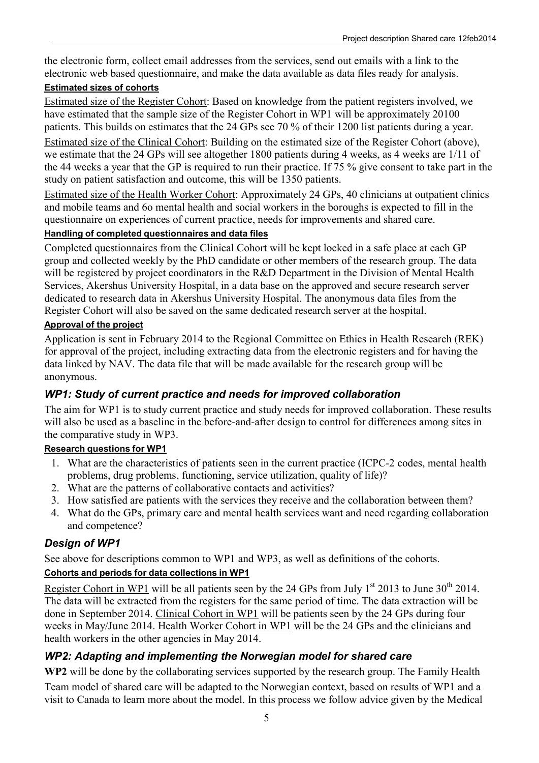the electronic form, collect email addresses from the services, send out emails with a link to the electronic web based questionnaire, and make the data available as data files ready for analysis.

#### Estimated sizes of cohorts

Estimated size of the Register Cohort: Based on knowledge from the patient registers involved, we have estimated that the sample size of the Register Cohort in WP1 will be approximately 20100 patients. This builds on estimates that the 24 GPs see 70 % of their 1200 list patients during a year.

Estimated size of the Clinical Cohort: Building on the estimated size of the Register Cohort (above), we estimate that the 24 GPs will see altogether 1800 patients during 4 weeks, as 4 weeks are 1/11 of the 44 weeks a year that the GP is required to run their practice. If 75 % give consent to take part in the study on patient satisfaction and outcome, this will be 1350 patients.

Estimated size of the Health Worker Cohort: Approximately 24 GPs, 40 clinicians at outpatient clinics and mobile teams and 6o mental health and social workers in the boroughs is expected to fill in the questionnaire on experiences of current practice, needs for improvements and shared care.

#### Handling of completed questionnaires and data files

Completed questionnaires from the Clinical Cohort will be kept locked in a safe place at each GP group and collected weekly by the PhD candidate or other members of the research group. The data will be registered by project coordinators in the R&D Department in the Division of Mental Health Services, Akershus University Hospital, in a data base on the approved and secure research server dedicated to research data in Akershus University Hospital. The anonymous data files from the Register Cohort will also be saved on the same dedicated research server at the hospital.

#### Approval of the project

Application is sent in February 2014 to the Regional Committee on Ethics in Health Research (REK) for approval of the project, including extracting data from the electronic registers and for having the data linked by NAV. The data file that will be made available for the research group will be anonymous.

### *WP1: Study of current practice and needs for improved collaboration*

The aim for WP1 is to study current practice and study needs for improved collaboration. These results will also be used as a baseline in the before-and-after design to control for differences among sites in the comparative study in WP3.

#### Research questions for WP1

1. What are the characteristics of patients seen in the current practice (ICPC-2 codes, mental health problems, drug problems, functioning, service utilization, quality of life)?
2. What are the patterns of collaborative contacts and activities?
3. How satisfied are patients with the services they receive and the collaboration between them?
4. What do the GPs, primary care and mental health services want and need regarding collaboration and competence?

### *Design of WP1*

See above for descriptions common to WP1 and WP3, as well as definitions of the cohorts.

#### Cohorts and periods for data collections in WP1

Register Cohort in WP1 will be all patients seen by the 24 GPs from July 1st 2013 to June 30th 2014. The data will be extracted from the registers for the same period of time. The data extraction will be done in September 2014. Clinical Cohort in WP1 will be patients seen by the 24 GPs during four weeks in May/June 2014. Health Worker Cohort in WP1 will be the 24 GPs and the clinicians and health workers in the other agencies in May 2014.

### *WP2: Adapting and implementing the Norwegian model for shared care*

**WP2** will be done by the collaborating services supported by the research group. The Family Health Team model of shared care will be adapted to the Norwegian context, based on results of WP1 and a visit to Canada to learn more about the model. In this process we follow advice given by the Medical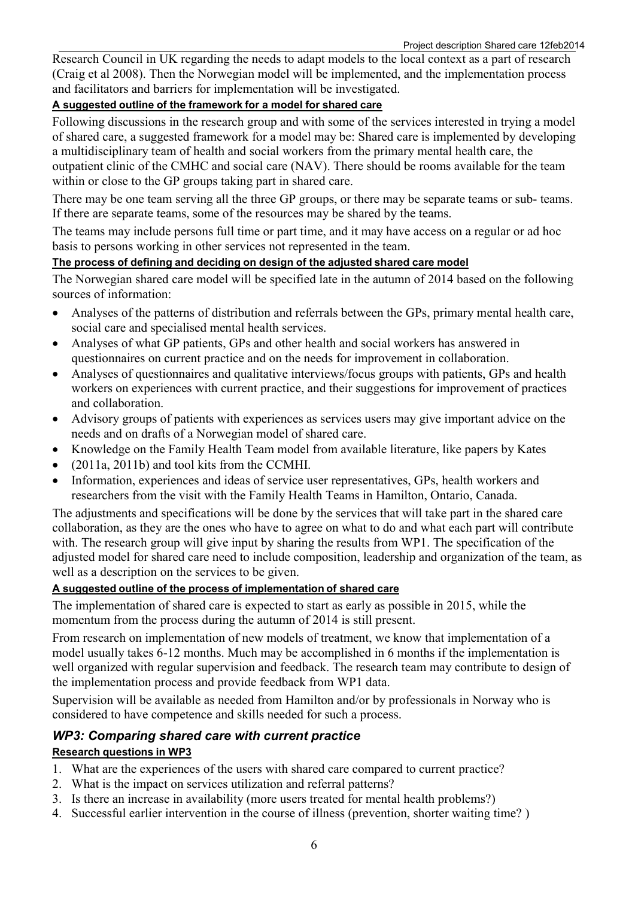Research Council in UK regarding the needs to adapt models to the local context as a part of research (Craig et al 2008). Then the Norwegian model will be implemented, and the implementation process and facilitators and barriers for implementation will be investigated.

**A suggested outline of the framework for a model for shared care**

Following discussions in the research group and with some of the services interested in trying a model of shared care, a suggested framework for a model may be: Shared care is implemented by developing a multidisciplinary team of health and social workers from the primary mental health care, the outpatient clinic of the CMHC and social care (NAV). There should be rooms available for the team within or close to the GP groups taking part in shared care.

There may be one team serving all the three GP groups, or there may be separate teams or sub- teams. If there are separate teams, some of the resources may be shared by the teams.

The teams may include persons full time or part time, and it may have access on a regular or ad hoc basis to persons working in other services not represented in the team.

**The process of defining and deciding on design of the adjusted shared care model**

The Norwegian shared care model will be specified late in the autumn of 2014 based on the following sources of information:

- Analyses of the patterns of distribution and referrals between the GPs, primary mental health care, social care and specialised mental health services.
- Analyses of what GP patients, GPs and other health and social workers has answered in questionnaires on current practice and on the needs for improvement in collaboration.
- Analyses of questionnaires and qualitative interviews/focus groups with patients, GPs and health workers on experiences with current practice, and their suggestions for improvement of practices and collaboration.
- Advisory groups of patients with experiences as services users may give important advice on the needs and on drafts of a Norwegian model of shared care.
- Knowledge on the Family Health Team model from available literature, like papers by Kates
- (2011a, 2011b) and tool kits from the CCMHI.
- Information, experiences and ideas of service user representatives, GPs, health workers and researchers from the visit with the Family Health Teams in Hamilton, Ontario, Canada.

The adjustments and specifications will be done by the services that will take part in the shared care collaboration, as they are the ones who have to agree on what to do and what each part will contribute with. The research group will give input by sharing the results from WP1. The specification of the adjusted model for shared care need to include composition, leadership and organization of the team, as well as a description on the services to be given.

**A suggested outline of the process of implementation of shared care**

The implementation of shared care is expected to start as early as possible in 2015, while the momentum from the process during the autumn of 2014 is still present.

From research on implementation of new models of treatment, we know that implementation of a model usually takes 6-12 months. Much may be accomplished in 6 months if the implementation is well organized with regular supervision and feedback. The research team may contribute to design of the implementation process and provide feedback from WP1 data.

Supervision will be available as needed from Hamilton and/or by professionals in Norway who is considered to have competence and skills needed for such a process.

### *WP3: Comparing shared care with current practice*

**Research questions in WP3**

1. What are the experiences of the users with shared care compared to current practice?
2. What is the impact on services utilization and referral patterns?
3. Is there an increase in availability (more users treated for mental health problems?)
4. Successful earlier intervention in the course of illness (prevention, shorter waiting time? )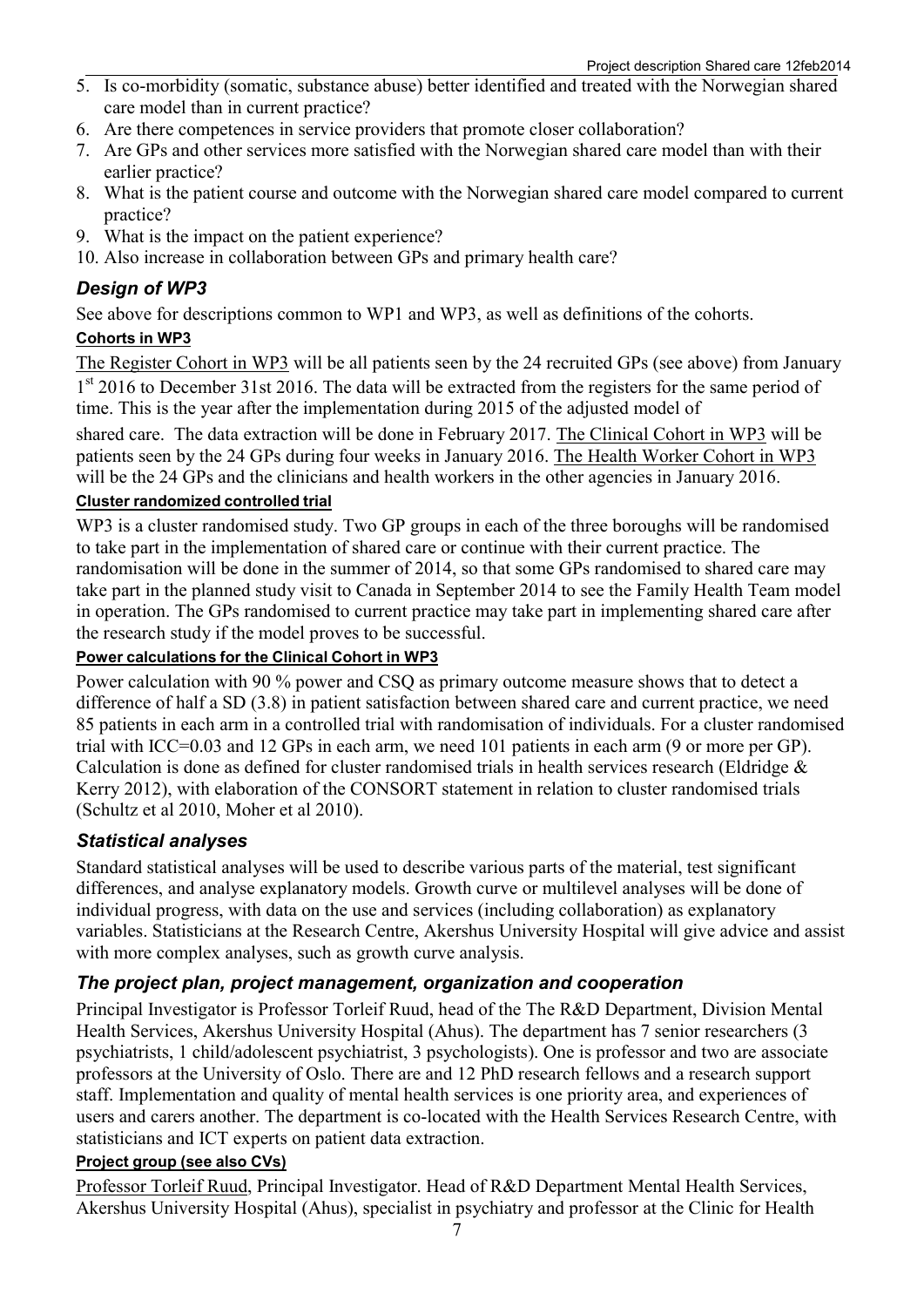5. Is co-morbidity (somatic, substance abuse) better identified and treated with the Norwegian shared care model than in current practice?
6. Are there competences in service providers that promote closer collaboration?
7. Are GPs and other services more satisfied with the Norwegian shared care model than with their earlier practice?
8. What is the patient course and outcome with the Norwegian shared care model compared to current practice?
9. What is the impact on the patient experience?
10. Also increase in collaboration between GPs and primary health care?

## *Design of WP3*

See above for descriptions common to WP1 and WP3, as well as definitions of the cohorts.

#### **Cohorts in WP3**

The Register Cohort in WP3 will be all patients seen by the 24 recruited GPs (see above) from January 1st 2016 to December 31st 2016. The data will be extracted from the registers for the same period of time. This is the year after the implementation during 2015 of the adjusted model of

shared care. The data extraction will be done in February 2017. The Clinical Cohort in WP3 will be patients seen by the 24 GPs during four weeks in January 2016. The Health Worker Cohort in WP3 will be the 24 GPs and the clinicians and health workers in the other agencies in January 2016.

#### **Cluster randomized controlled trial**

WP3 is a cluster randomised study. Two GP groups in each of the three boroughs will be randomised to take part in the implementation of shared care or continue with their current practice. The randomisation will be done in the summer of 2014, so that some GPs randomised to shared care may take part in the planned study visit to Canada in September 2014 to see the Family Health Team model in operation. The GPs randomised to current practice may take part in implementing shared care after the research study if the model proves to be successful.

#### **Power calculations for the Clinical Cohort in WP3**

Power calculation with 90 % power and CSQ as primary outcome measure shows that to detect a difference of half a SD (3.8) in patient satisfaction between shared care and current practice, we need 85 patients in each arm in a controlled trial with randomisation of individuals. For a cluster randomised trial with ICC=0.03 and 12 GPs in each arm, we need 101 patients in each arm (9 or more per GP). Calculation is done as defined for cluster randomised trials in health services research (Eldridge & Kerry 2012), with elaboration of the CONSORT statement in relation to cluster randomised trials (Schultz et al 2010, Moher et al 2010).

## *Statistical analyses*

Standard statistical analyses will be used to describe various parts of the material, test significant differences, and analyse explanatory models. Growth curve or multilevel analyses will be done of individual progress, with data on the use and services (including collaboration) as explanatory variables. Statisticians at the Research Centre, Akershus University Hospital will give advice and assist with more complex analyses, such as growth curve analysis.

## *The project plan, project management, organization and cooperation*

Principal Investigator is Professor Torleif Ruud, head of the The R&D Department, Division Mental Health Services, Akershus University Hospital (Ahus). The department has 7 senior researchers (3 psychiatrists, 1 child/adolescent psychiatrist, 3 psychologists). One is professor and two are associate professors at the University of Oslo. There are and 12 PhD research fellows and a research support staff. Implementation and quality of mental health services is one priority area, and experiences of users and carers another. The department is co-located with the Health Services Research Centre, with statisticians and ICT experts on patient data extraction.

#### **Project group (see also CVs)**

Professor Torleif Ruud, Principal Investigator. Head of R&D Department Mental Health Services, Akershus University Hospital (Ahus), specialist in psychiatry and professor at the Clinic for Health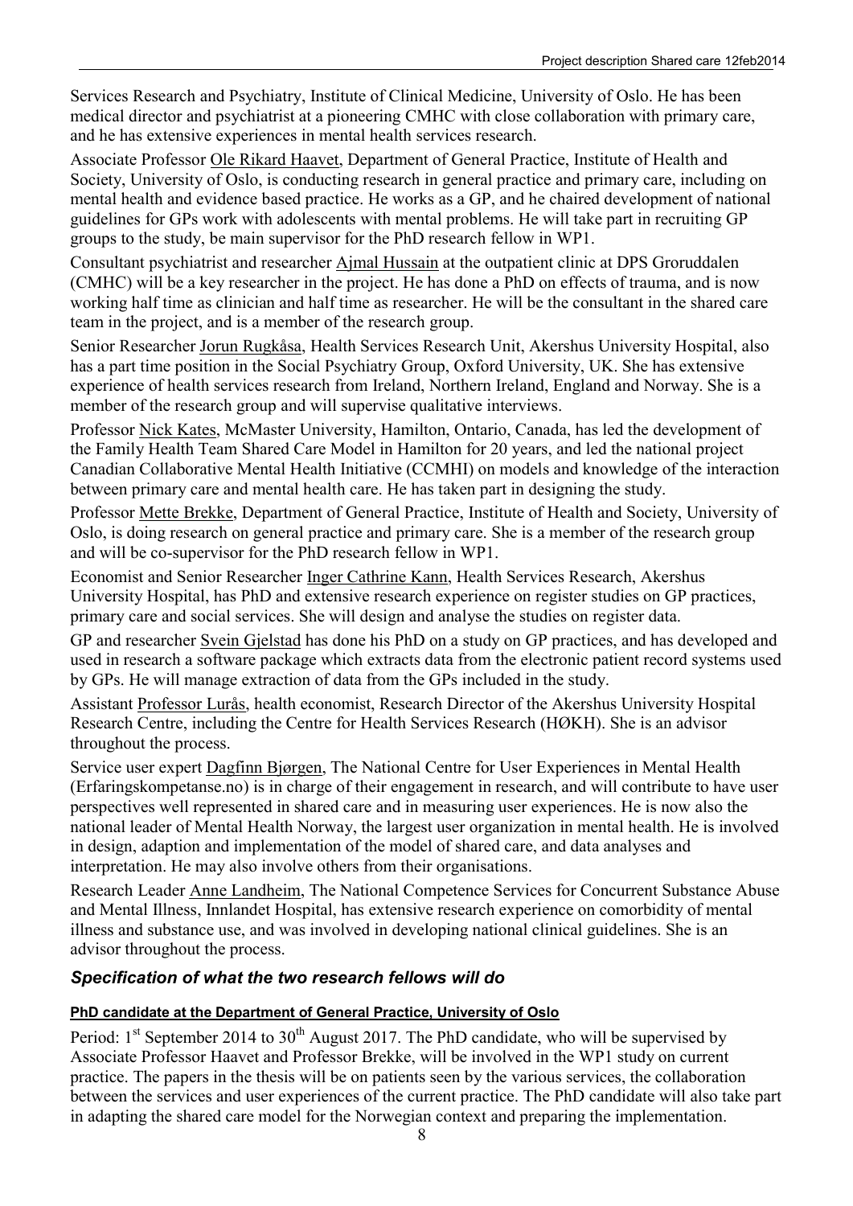Services Research and Psychiatry, Institute of Clinical Medicine, University of Oslo. He has been medical director and psychiatrist at a pioneering CMHC with close collaboration with primary care, and he has extensive experiences in mental health services research.

Associate Professor Ole Rikard Haavet, Department of General Practice, Institute of Health and Society, University of Oslo, is conducting research in general practice and primary care, including on mental health and evidence based practice. He works as a GP, and he chaired development of national guidelines for GPs work with adolescents with mental problems. He will take part in recruiting GP groups to the study, be main supervisor for the PhD research fellow in WP1.

Consultant psychiatrist and researcher Ajmal Hussain at the outpatient clinic at DPS Groruddalen (CMHC) will be a key researcher in the project. He has done a PhD on effects of trauma, and is now working half time as clinician and half time as researcher. He will be the consultant in the shared care team in the project, and is a member of the research group.

Senior Researcher Jorun Rugkåsa, Health Services Research Unit, Akershus University Hospital, also has a part time position in the Social Psychiatry Group, Oxford University, UK. She has extensive experience of health services research from Ireland, Northern Ireland, England and Norway. She is a member of the research group and will supervise qualitative interviews.

Professor Nick Kates, McMaster University, Hamilton, Ontario, Canada, has led the development of the Family Health Team Shared Care Model in Hamilton for 20 years, and led the national project Canadian Collaborative Mental Health Initiative (CCMHI) on models and knowledge of the interaction between primary care and mental health care. He has taken part in designing the study.

Professor Mette Brekke, Department of General Practice, Institute of Health and Society, University of Oslo, is doing research on general practice and primary care. She is a member of the research group and will be co-supervisor for the PhD research fellow in WP1.

Economist and Senior Researcher Inger Cathrine Kann, Health Services Research, Akershus University Hospital, has PhD and extensive research experience on register studies on GP practices, primary care and social services. She will design and analyse the studies on register data.

GP and researcher Svein Gjelstad has done his PhD on a study on GP practices, and has developed and used in research a software package which extracts data from the electronic patient record systems used by GPs. He will manage extraction of data from the GPs included in the study.

Assistant Professor Lurås, health economist, Research Director of the Akershus University Hospital Research Centre, including the Centre for Health Services Research (HØKH). She is an advisor throughout the process.

Service user expert Dagfinn Bjørgen, The National Centre for User Experiences in Mental Health (Erfaringskompetanse.no) is in charge of their engagement in research, and will contribute to have user perspectives well represented in shared care and in measuring user experiences. He is now also the national leader of Mental Health Norway, the largest user organization in mental health. He is involved in design, adaption and implementation of the model of shared care, and data analyses and interpretation. He may also involve others from their organisations.

Research Leader Anne Landheim, The National Competence Services for Concurrent Substance Abuse and Mental Illness, Innlandet Hospital, has extensive research experience on comorbidity of mental illness and substance use, and was involved in developing national clinical guidelines. She is an advisor throughout the process.

## *Specification of what the two research fellows will do*

#### PhD candidate at the Department of General Practice, University of Oslo

Period: 1st September 2014 to 30th August 2017. The PhD candidate, who will be supervised by Associate Professor Haavet and Professor Brekke, will be involved in the WP1 study on current practice. The papers in the thesis will be on patients seen by the various services, the collaboration between the services and user experiences of the current practice. The PhD candidate will also take part in adapting the shared care model for the Norwegian context and preparing the implementation.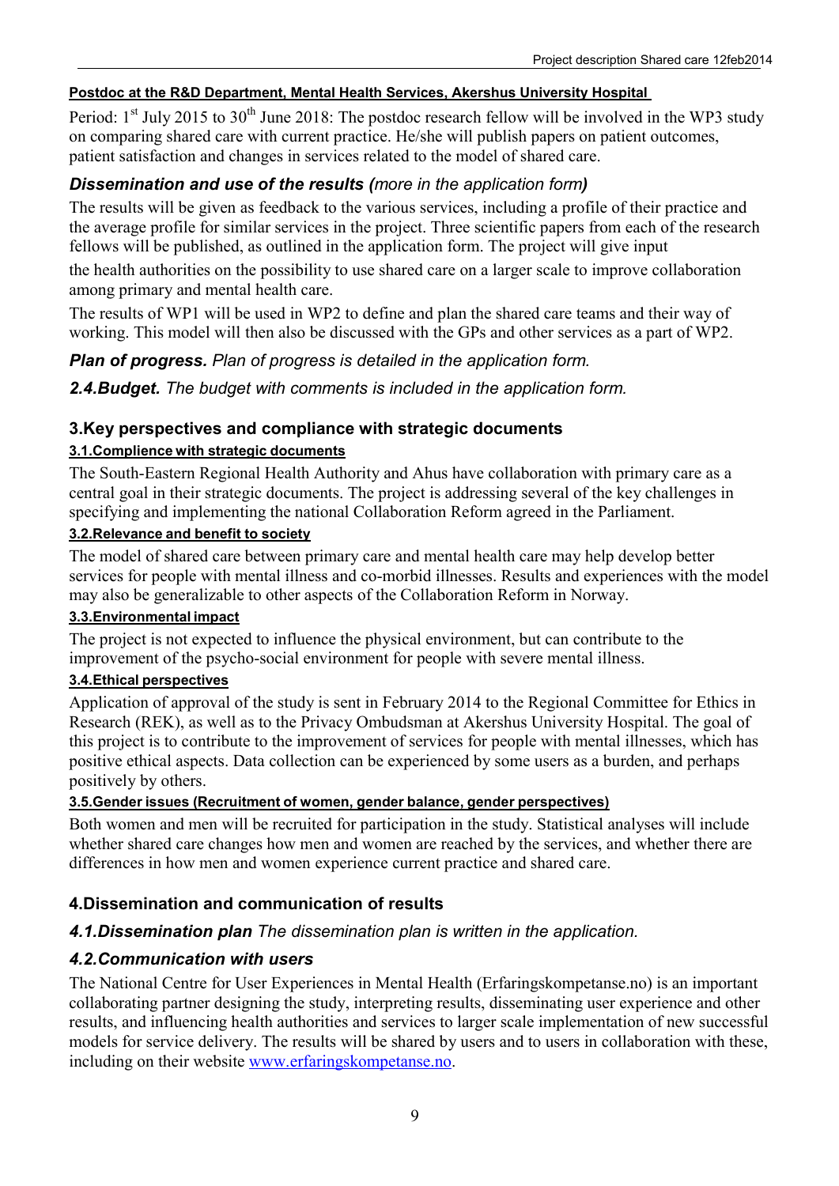**Postdoc at the R&D Department, Mental Health Services, Akershus University Hospital**

Period: 1st July 2015 to 30th June 2018: The postdoc research fellow will be involved in the WP3 study on comparing shared care with current practice. He/she will publish papers on patient outcomes, patient satisfaction and changes in services related to the model of shared care.

### *Dissemination and use of the results (more in the application form)*

The results will be given as feedback to the various services, including a profile of their practice and the average profile for similar services in the project. Three scientific papers from each of the research fellows will be published, as outlined in the application form. The project will give input

the health authorities on the possibility to use shared care on a larger scale to improve collaboration among primary and mental health care.

The results of WP1 will be used in WP2 to define and plan the shared care teams and their way of working. This model will then also be discussed with the GPs and other services as a part of WP2.

***Plan of progress.*** *Plan of progress is detailed in the application form.*

***2.4.Budget.*** *The budget with comments is included in the application form.*

## 3.Key perspectives and compliance with strategic documents

**3.1.Complience with strategic documents**

The South-Eastern Regional Health Authority and Ahus have collaboration with primary care as a central goal in their strategic documents. The project is addressing several of the key challenges in specifying and implementing the national Collaboration Reform agreed in the Parliament.

**3.2.Relevance and benefit to society**

The model of shared care between primary care and mental health care may help develop better services for people with mental illness and co-morbid illnesses. Results and experiences with the model may also be generalizable to other aspects of the Collaboration Reform in Norway.

**3.3.Environmental impact**

The project is not expected to influence the physical environment, but can contribute to the improvement of the psycho-social environment for people with severe mental illness.

**3.4.Ethical perspectives**

Application of approval of the study is sent in February 2014 to the Regional Committee for Ethics in Research (REK), as well as to the Privacy Ombudsman at Akershus University Hospital. The goal of this project is to contribute to the improvement of services for people with mental illnesses, which has positive ethical aspects. Data collection can be experienced by some users as a burden, and perhaps positively by others.

**3.5.Gender issues (Recruitment of women, gender balance, gender perspectives)**

Both women and men will be recruited for participation in the study. Statistical analyses will include whether shared care changes how men and women are reached by the services, and whether there are differences in how men and women experience current practice and shared care.

## 4.Dissemination and communication of results

***4.1.Dissemination plan*** *The dissemination plan is written in the application.*

### *4.2.Communication with users*

The National Centre for User Experiences in Mental Health (Erfaringskompetanse.no) is an important collaborating partner designing the study, interpreting results, disseminating user experience and other results, and influencing health authorities and services to larger scale implementation of new successful models for service delivery. The results will be shared by users and to users in collaboration with these, including on their website www.erfaringskompetanse.no.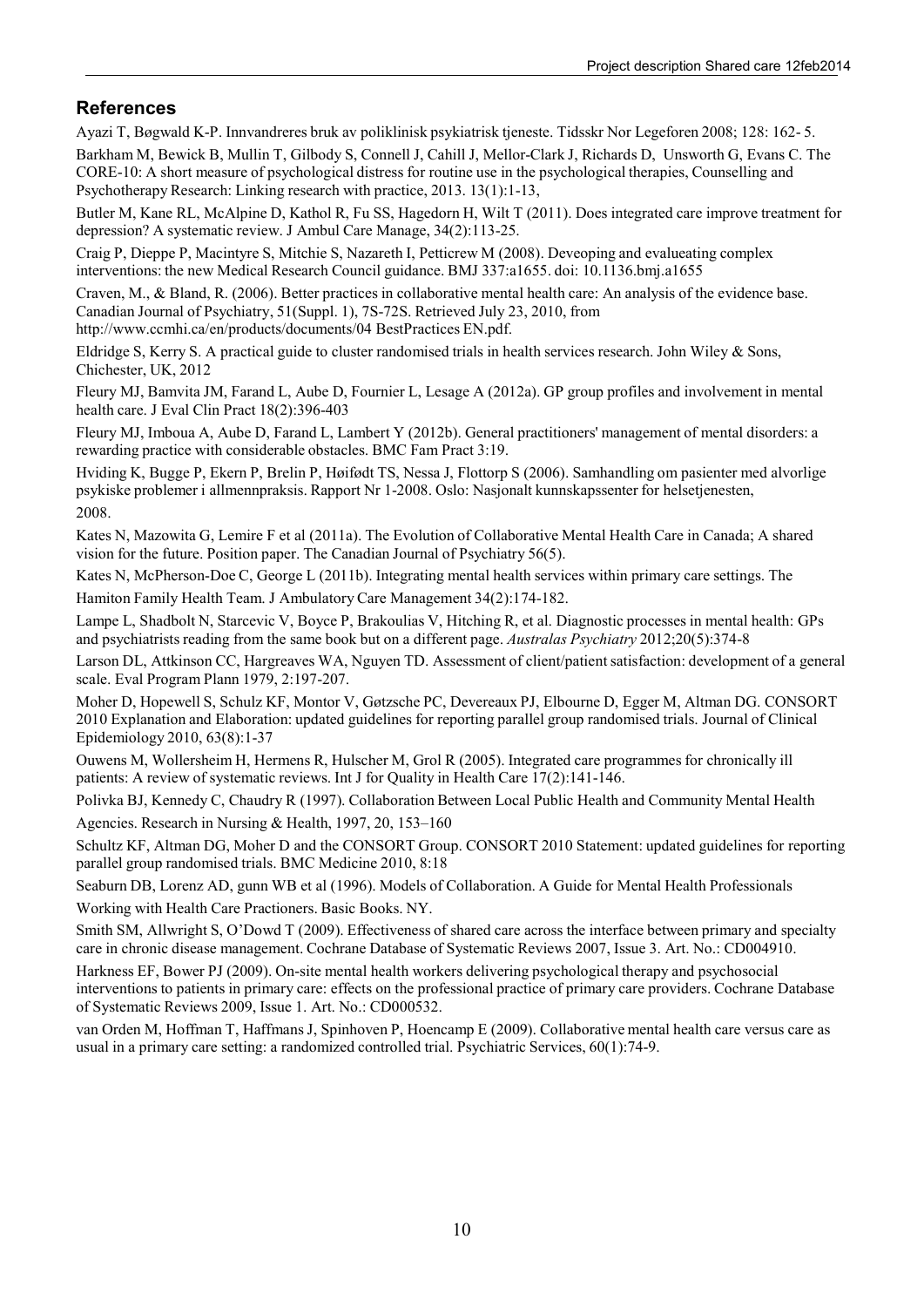## References

Ayazi T, Bøgwald K-P. Innvandreres bruk av poliklinisk psykiatrisk tjeneste. Tidsskr Nor Legeforen 2008; 128: 162- 5.

Barkham M, Bewick B, Mullin T, Gilbody S, Connell J, Cahill J, Mellor-Clark J, Richards D, Unsworth G, Evans C. The CORE-10: A short measure of psychological distress for routine use in the psychological therapies, Counselling and Psychotherapy Research: Linking research with practice, 2013. 13(1):1-13,

Butler M, Kane RL, McAlpine D, Kathol R, Fu SS, Hagedorn H, Wilt T (2011). Does integrated care improve treatment for depression? A systematic review. J Ambul Care Manage, 34(2):113-25.

Craig P, Dieppe P, Macintyre S, Mitchie S, Nazareth I, Petticrew M (2008). Deveoping and evalueating complex interventions: the new Medical Research Council guidance. BMJ 337:a1655. doi: 10.1136.bmj.a1655

Craven, M., & Bland, R. (2006). Better practices in collaborative mental health care: An analysis of the evidence base. Canadian Journal of Psychiatry, 51(Suppl. 1), 7S-72S. Retrieved July 23, 2010, from http://www.ccmhi.ca/en/products/documents/04 BestPractices EN.pdf.

Eldridge S, Kerry S. A practical guide to cluster randomised trials in health services research. John Wiley & Sons, Chichester, UK, 2012

Fleury MJ, Bamvita JM, Farand L, Aube D, Fournier L, Lesage A (2012a). GP group profiles and involvement in mental health care. J Eval Clin Pract 18(2):396-403

Fleury MJ, Imboua A, Aube D, Farand L, Lambert Y (2012b). General practitioners' management of mental disorders: a rewarding practice with considerable obstacles. BMC Fam Pract 3:19.

Hviding K, Bugge P, Ekern P, Brelin P, Høifødt TS, Nessa J, Flottorp S (2006). Samhandling om pasienter med alvorlige psykiske problemer i allmennpraksis. Rapport Nr 1-2008. Oslo: Nasjonalt kunnskapssenter for helsetjenesten, 2008.

Kates N, Mazowita G, Lemire F et al (2011a). The Evolution of Collaborative Mental Health Care in Canada; A shared vision for the future. Position paper. The Canadian Journal of Psychiatry 56(5).

Kates N, McPherson-Doe C, George L (2011b). Integrating mental health services within primary care settings. The Hamiton Family Health Team. J Ambulatory Care Management 34(2):174-182.

Lampe L, Shadbolt N, Starcevic V, Boyce P, Brakoulias V, Hitching R, et al. Diagnostic processes in mental health: GPs and psychiatrists reading from the same book but on a different page. *Australas Psychiatry* 2012;20(5):374-8

Larson DL, Attkinson CC, Hargreaves WA, Nguyen TD. Assessment of client/patient satisfaction: development of a general scale. Eval Program Plann 1979, 2:197-207.

Moher D, Hopewell S, Schulz KF, Montor V, Gøtzsche PC, Devereaux PJ, Elbourne D, Egger M, Altman DG. CONSORT 2010 Explanation and Elaboration: updated guidelines for reporting parallel group randomised trials. Journal of Clinical Epidemiology 2010, 63(8):1-37

Ouwens M, Wollersheim H, Hermens R, Hulscher M, Grol R (2005). Integrated care programmes for chronically ill patients: A review of systematic reviews. Int J for Quality in Health Care 17(2):141-146.

Polivka BJ, Kennedy C, Chaudry R (1997). Collaboration Between Local Public Health and Community Mental Health Agencies. Research in Nursing & Health, 1997, 20, 153–160

Schultz KF, Altman DG, Moher D and the CONSORT Group. CONSORT 2010 Statement: updated guidelines for reporting parallel group randomised trials. BMC Medicine 2010, 8:18

Seaburn DB, Lorenz AD, gunn WB et al (1996). Models of Collaboration. A Guide for Mental Health Professionals Working with Health Care Practioners. Basic Books. NY.

Smith SM, Allwright S, O'Dowd T (2009). Effectiveness of shared care across the interface between primary and specialty care in chronic disease management. Cochrane Database of Systematic Reviews 2007, Issue 3. Art. No.: CD004910.

Harkness EF, Bower PJ (2009). On-site mental health workers delivering psychological therapy and psychosocial interventions to patients in primary care: effects on the professional practice of primary care providers. Cochrane Database of Systematic Reviews 2009, Issue 1. Art. No.: CD000532.

van Orden M, Hoffman T, Haffmans J, Spinhoven P, Hoencamp E (2009). Collaborative mental health care versus care as usual in a primary care setting: a randomized controlled trial. Psychiatric Services, 60(1):74-9.